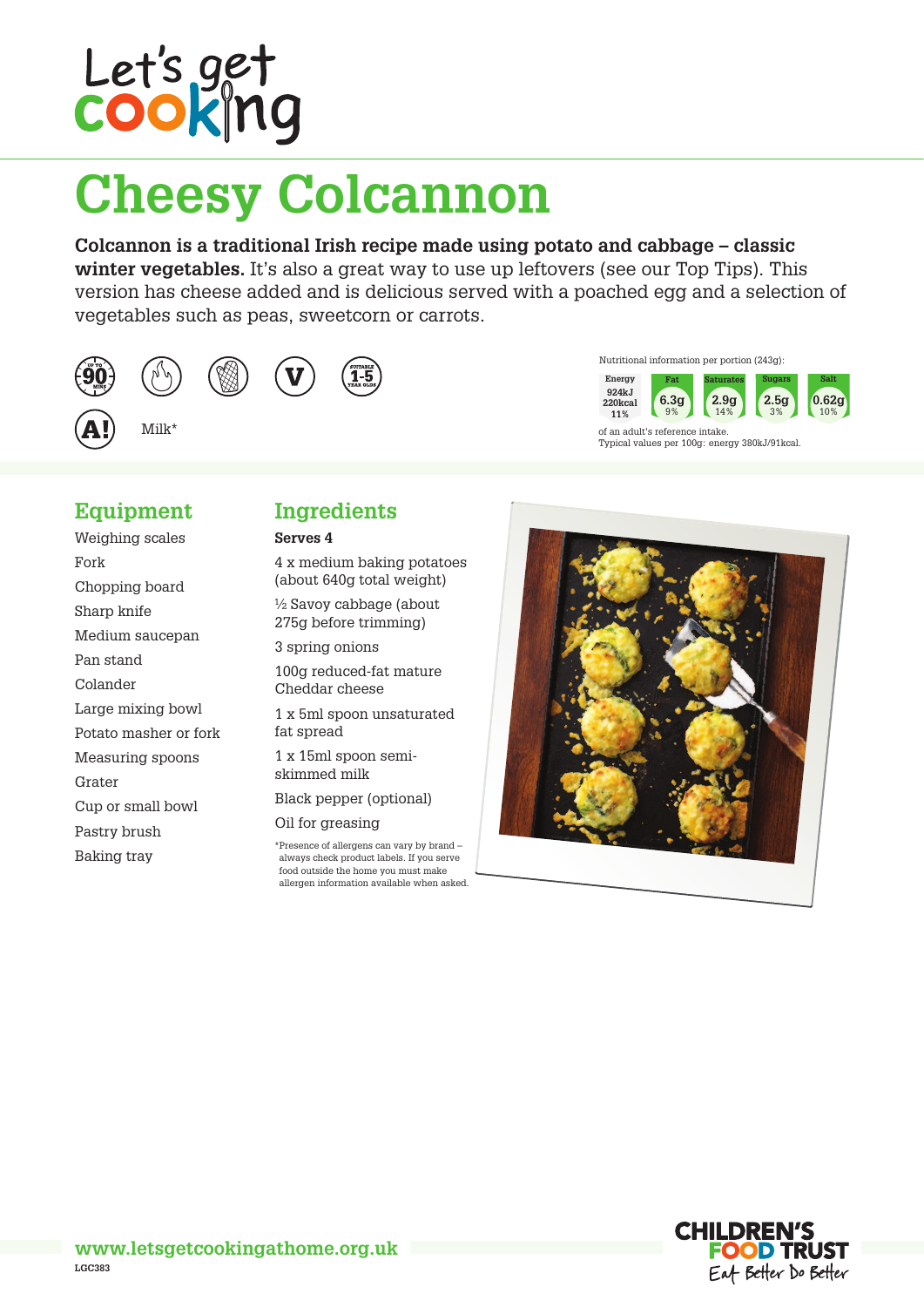# Cheesy Colcannon

**Colcannon is a traditional Irish recipe made using potato and cabbage – classic winter vegetables.** It's also a great way to use up leftovers (see our Top Tips). This version has cheese added and is delicious served with a poached egg and a selection of vegetables such as peas, sweetcorn or carrots.

Up to 90 mins · Suitable 1-5 year olds · V

A! Milk*

Nutritional information per portion (243g):

| Energy | Fat | Saturates | Sugars | Salt |
|---|---|---|---|---|
| 924kJ 220kcal 11% | 6.3g 9% | 2.9g 14% | 2.5g 3% | 0.62g 10% |

of an adult's reference intake.
Typical values per 100g: energy 380kJ/91kcal.

## Equipment

- Weighing scales
- Fork
- Chopping board
- Sharp knife
- Medium saucepan
- Pan stand
- Colander
- Large mixing bowl
- Potato masher or fork
- Measuring spoons
- Grater
- Cup or small bowl
- Pastry brush
- Baking tray

## Ingredients

**Serves 4**

- 4 x medium baking potatoes (about 640g total weight)
- ½ Savoy cabbage (about 275g before trimming)
- 3 spring onions
- 100g reduced-fat mature Cheddar cheese
- 1 x 5ml spoon unsaturated fat spread
- 1 x 15ml spoon semi-skimmed milk
- Black pepper (optional)
- Oil for greasing

*Presence of allergens can vary by brand – always check product labels. If you serve food outside the home you must make allergen information available when asked.

www.letsgetcookingathome.org.uk

LGC383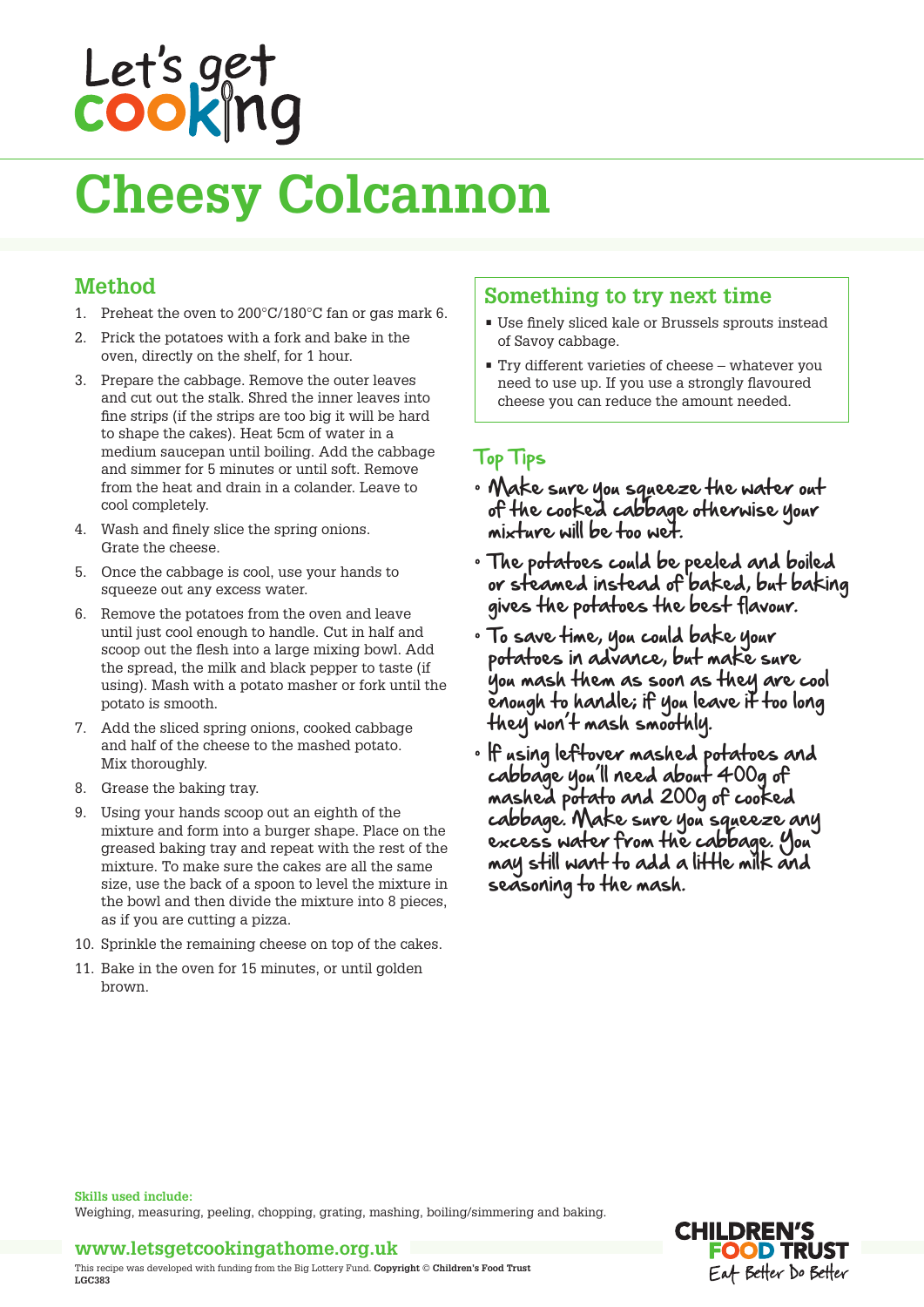Let's get cooking

# Cheesy Colcannon

## Method

1. Preheat the oven to 200°C/180°C fan or gas mark 6.
2. Prick the potatoes with a fork and bake in the oven, directly on the shelf, for 1 hour.
3. Prepare the cabbage. Remove the outer leaves and cut out the stalk. Shred the inner leaves into fine strips (if the strips are too big it will be hard to shape the cakes). Heat 5cm of water in a medium saucepan until boiling. Add the cabbage and simmer for 5 minutes or until soft. Remove from the heat and drain in a colander. Leave to cool completely.
4. Wash and finely slice the spring onions. Grate the cheese.
5. Once the cabbage is cool, use your hands to squeeze out any excess water.
6. Remove the potatoes from the oven and leave until just cool enough to handle. Cut in half and scoop out the flesh into a large mixing bowl. Add the spread, the milk and black pepper to taste (if using). Mash with a potato masher or fork until the potato is smooth.
7. Add the sliced spring onions, cooked cabbage and half of the cheese to the mashed potato. Mix thoroughly.
8. Grease the baking tray.
9. Using your hands scoop out an eighth of the mixture and form into a burger shape. Place on the greased baking tray and repeat with the rest of the mixture. To make sure the cakes are all the same size, use the back of a spoon to level the mixture in the bowl and then divide the mixture into 8 pieces, as if you are cutting a pizza.
10. Sprinkle the remaining cheese on top of the cakes.
11. Bake in the oven for 15 minutes, or until golden brown.

## Something to try next time

- Use finely sliced kale or Brussels sprouts instead of Savoy cabbage.
- Try different varieties of cheese – whatever you need to use up. If you use a strongly flavoured cheese you can reduce the amount needed.

## Top Tips

- Make sure you squeeze the water out of the cooked cabbage otherwise your mixture will be too wet.
- The potatoes could be peeled and boiled or steamed instead of baked, but baking gives the potatoes the best flavour.
- To save time, you could bake your potatoes in advance, but make sure you mash them as soon as they are cool enough to handle; if you leave it too long they won't mash smoothly.
- If using leftover mashed potatoes and cabbage you'll need about 400g of mashed potato and 200g of cooked cabbage. Make sure you squeeze any excess water from the cabbage. You may still want to add a little milk and seasoning to the mash.

**Skills used include:**
Weighing, measuring, peeling, chopping, grating, mashing, boiling/simmering and baking.

**www.letsgetcookingathome.org.uk**

This recipe was developed with funding from the Big Lottery Fund. **Copyright © Children's Food Trust**
**LGC383**

CHILDREN'S FOOD TRUST
Eat Better Do Better